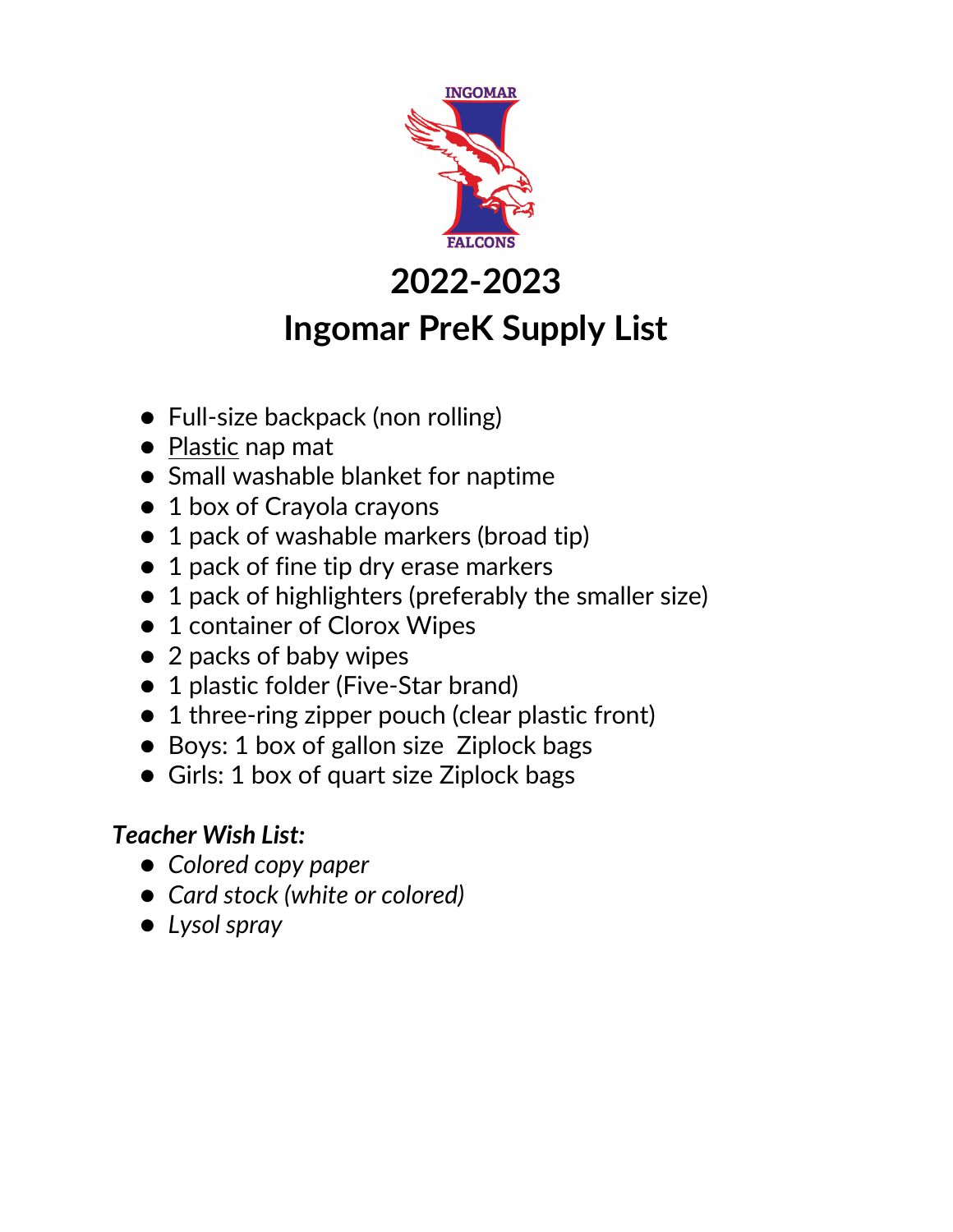INGOMAR

FALCONS

# 2022-2023
# Ingomar PreK Supply List

- Full-size backpack (non rolling)
- <u>Plastic</u> nap mat
- Small washable blanket for naptime
- 1 box of Crayola crayons
- 1 pack of washable markers (broad tip)
- 1 pack of fine tip dry erase markers
- 1 pack of highlighters (preferably the smaller size)
- 1 container of Clorox Wipes
- 2 packs of baby wipes
- 1 plastic folder (Five-Star brand)
- 1 three-ring zipper pouch (clear plastic front)
- Boys: 1 box of gallon size Ziplock bags
- Girls: 1 box of quart size Ziplock bags

***Teacher Wish List:***

- *Colored copy paper*
- *Card stock (white or colored)*
- *Lysol spray*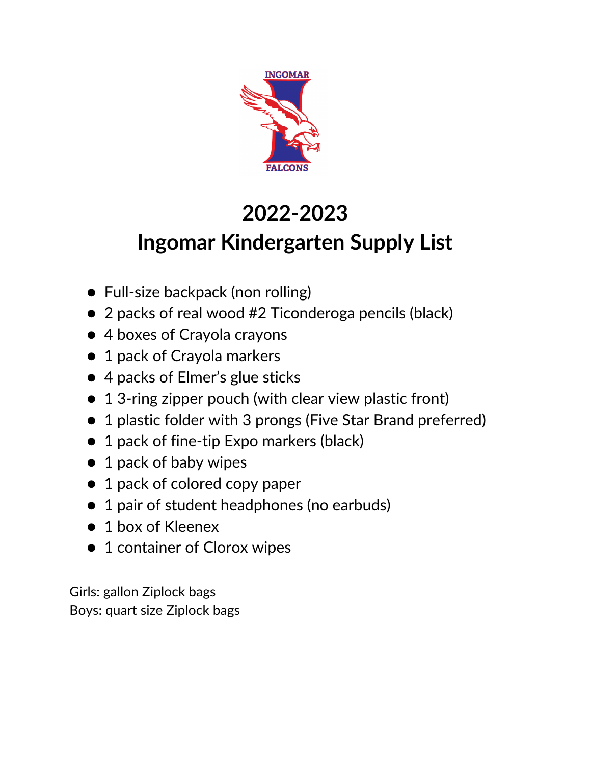# 2022-2023
# Ingomar Kindergarten Supply List

- Full-size backpack (non rolling)
- 2 packs of real wood #2 Ticonderoga pencils (black)
- 4 boxes of Crayola crayons
- 1 pack of Crayola markers
- 4 packs of Elmer's glue sticks
- 1 3-ring zipper pouch (with clear view plastic front)
- 1 plastic folder with 3 prongs (Five Star Brand preferred)
- 1 pack of fine-tip Expo markers (black)
- 1 pack of baby wipes
- 1 pack of colored copy paper
- 1 pair of student headphones (no earbuds)
- 1 box of Kleenex
- 1 container of Clorox wipes

Girls: gallon Ziplock bags
Boys: quart size Ziplock bags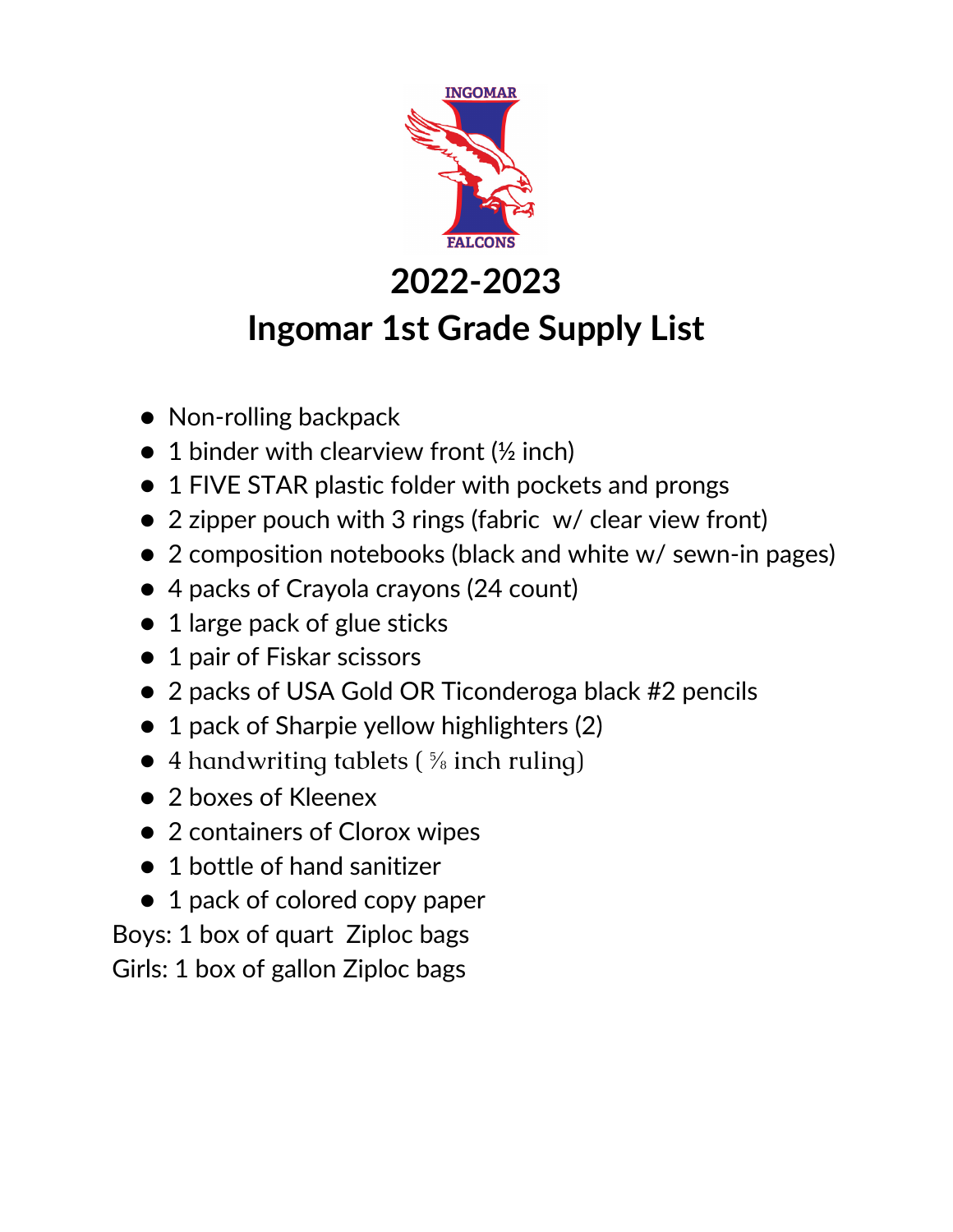# 2022-2023
# Ingomar 1st Grade Supply List

- Non-rolling backpack
- 1 binder with clearview front (½ inch)
- 1 FIVE STAR plastic folder with pockets and prongs
- 2 zipper pouch with 3 rings (fabric w/ clear view front)
- 2 composition notebooks (black and white w/ sewn-in pages)
- 4 packs of Crayola crayons (24 count)
- 1 large pack of glue sticks
- 1 pair of Fiskar scissors
- 2 packs of USA Gold OR Ticonderoga black #2 pencils
- 1 pack of Sharpie yellow highlighters (2)
- 4 handwriting tablets ( ⅝ inch ruling)
- 2 boxes of Kleenex
- 2 containers of Clorox wipes
- 1 bottle of hand sanitizer
- 1 pack of colored copy paper

Boys: 1 box of quart Ziploc bags
Girls: 1 box of gallon Ziploc bags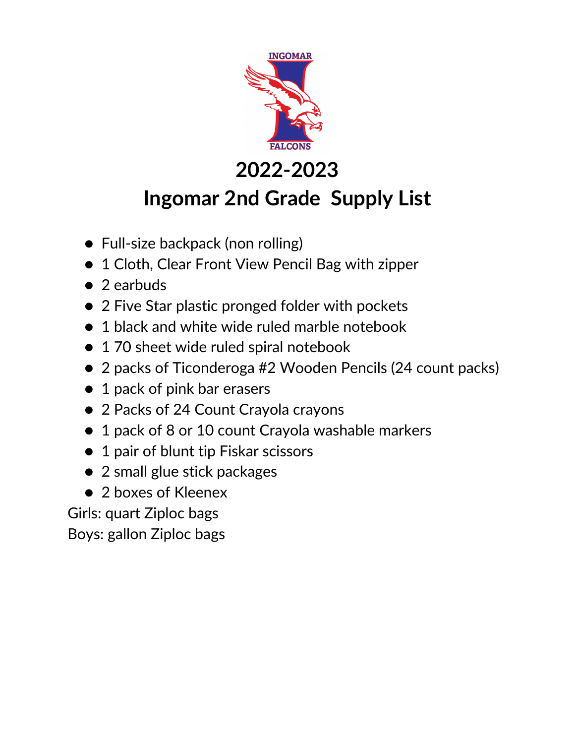# 2022-2023

# Ingomar 2nd Grade Supply List

- Full-size backpack (non rolling)
- 1 Cloth, Clear Front View Pencil Bag with zipper
- 2 earbuds
- 2 Five Star plastic pronged folder with pockets
- 1 black and white wide ruled marble notebook
- 1 70 sheet wide ruled spiral notebook
- 2 packs of Ticonderoga #2 Wooden Pencils (24 count packs)
- 1 pack of pink bar erasers
- 2 Packs of 24 Count Crayola crayons
- 1 pack of 8 or 10 count Crayola washable markers
- 1 pair of blunt tip Fiskar scissors
- 2 small glue stick packages
- 2 boxes of Kleenex

Girls: quart Ziploc bags

Boys: gallon Ziploc bags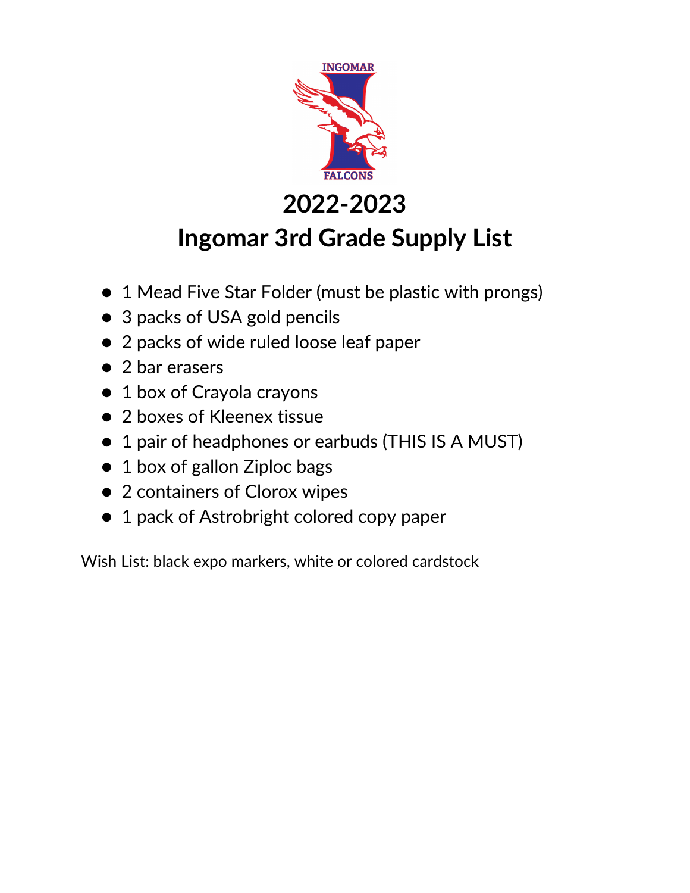# 2022-2023
# Ingomar 3rd Grade Supply List

- 1 Mead Five Star Folder (must be plastic with prongs)
- 3 packs of USA gold pencils
- 2 packs of wide ruled loose leaf paper
- 2 bar erasers
- 1 box of Crayola crayons
- 2 boxes of Kleenex tissue
- 1 pair of headphones or earbuds (THIS IS A MUST)
- 1 box of gallon Ziploc bags
- 2 containers of Clorox wipes
- 1 pack of Astrobright colored copy paper

Wish List: black expo markers, white or colored cardstock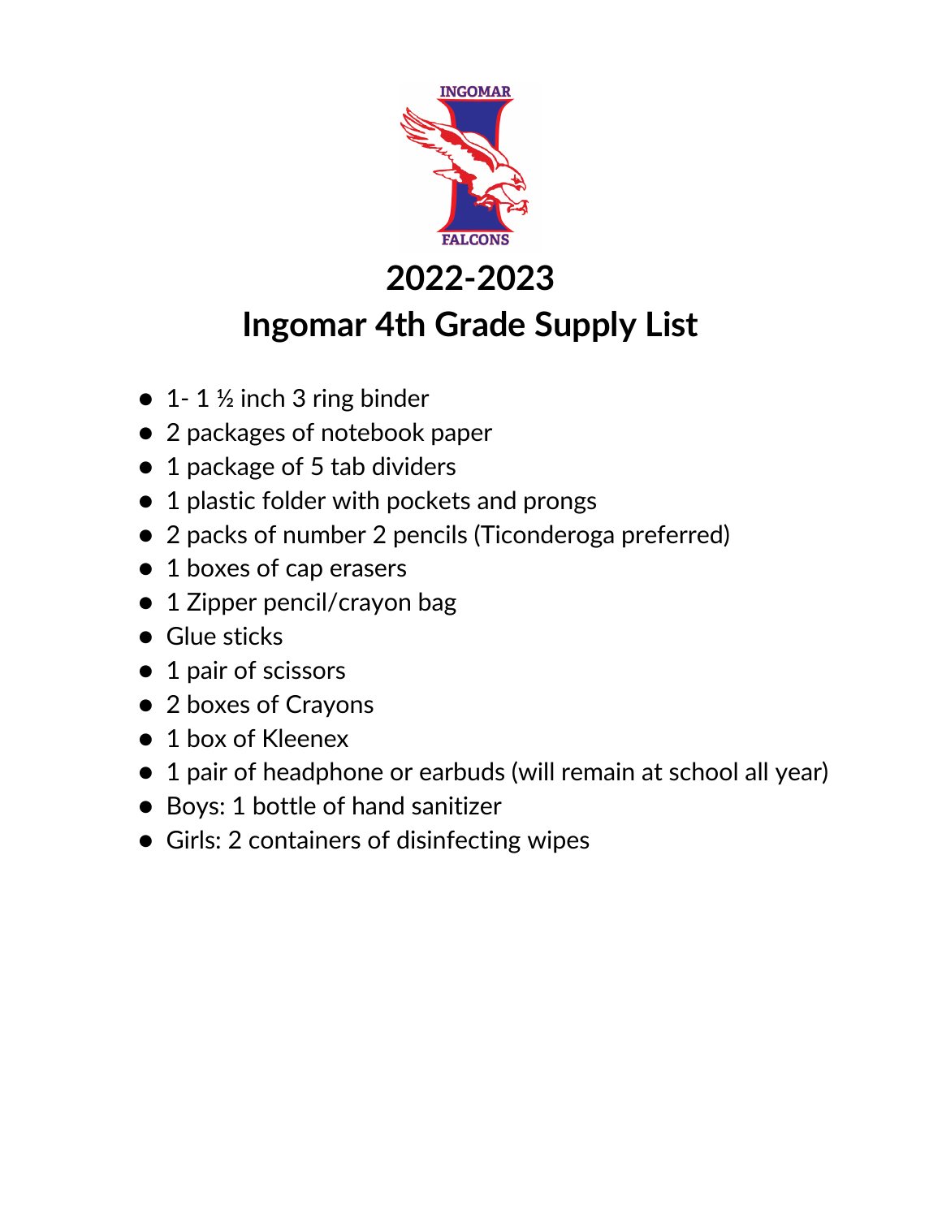# 2022-2023
# Ingomar 4th Grade Supply List

- 1- 1 ½ inch 3 ring binder
- 2 packages of notebook paper
- 1 package of 5 tab dividers
- 1 plastic folder with pockets and prongs
- 2 packs of number 2 pencils (Ticonderoga preferred)
- 1 boxes of cap erasers
- 1 Zipper pencil/crayon bag
- Glue sticks
- 1 pair of scissors
- 2 boxes of Crayons
- 1 box of Kleenex
- 1 pair of headphone or earbuds (will remain at school all year)
- Boys: 1 bottle of hand sanitizer
- Girls: 2 containers of disinfecting wipes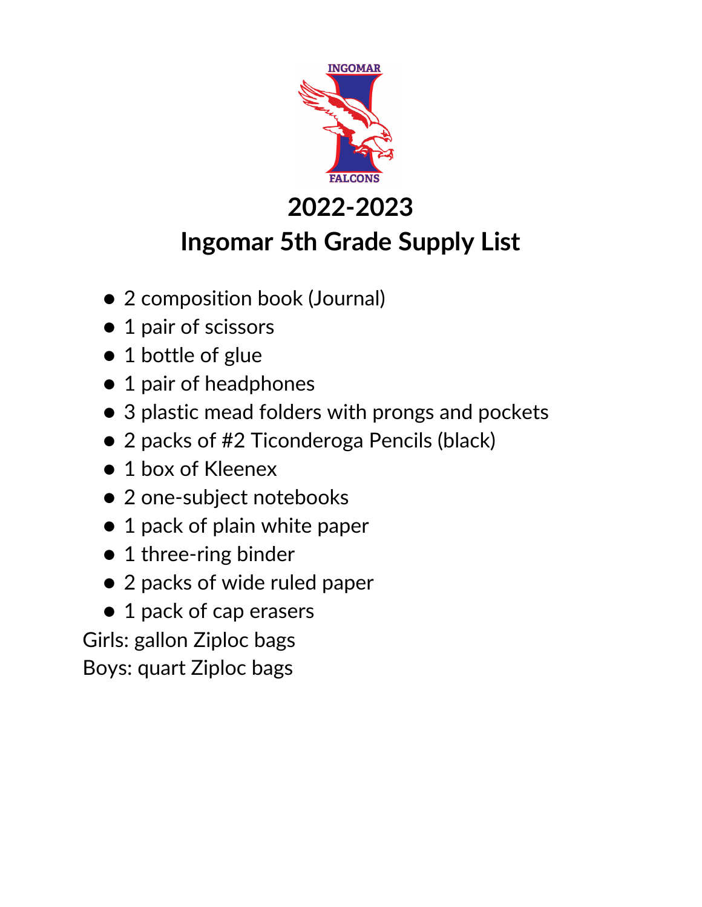# 2022-2023
# Ingomar 5th Grade Supply List

- 2 composition book (Journal)
- 1 pair of scissors
- 1 bottle of glue
- 1 pair of headphones
- 3 plastic mead folders with prongs and pockets
- 2 packs of #2 Ticonderoga Pencils (black)
- 1 box of Kleenex
- 2 one-subject notebooks
- 1 pack of plain white paper
- 1 three-ring binder
- 2 packs of wide ruled paper
- 1 pack of cap erasers

Girls: gallon Ziploc bags
Boys: quart Ziploc bags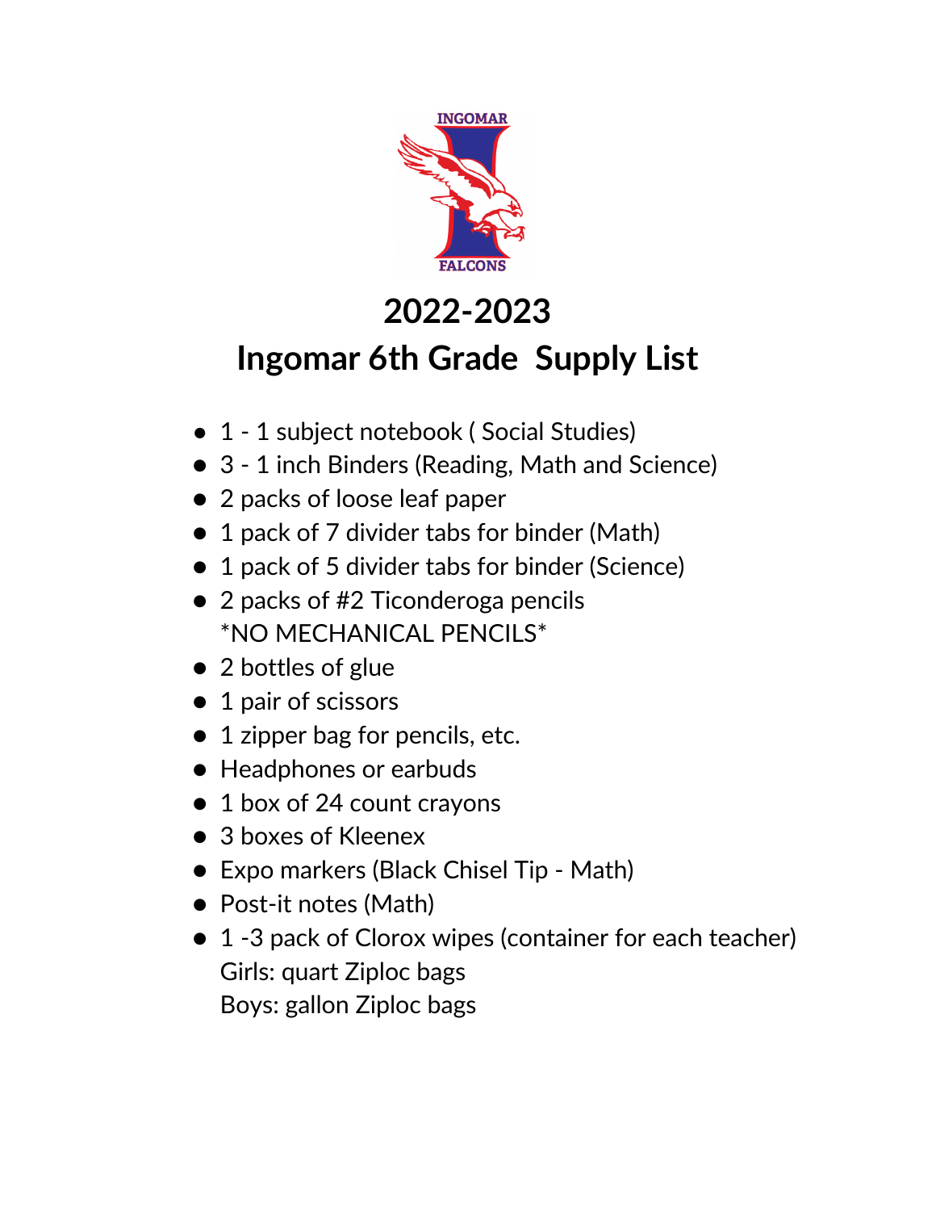# 2022-2023

# Ingomar 6th Grade Supply List

- 1 - 1 subject notebook ( Social Studies)
- 3 - 1 inch Binders (Reading, Math and Science)
- 2 packs of loose leaf paper
- 1 pack of 7 divider tabs for binder (Math)
- 1 pack of 5 divider tabs for binder (Science)
- 2 packs of #2 Ticonderoga pencils
  *NO MECHANICAL PENCILS*
- 2 bottles of glue
- 1 pair of scissors
- 1 zipper bag for pencils, etc.
- Headphones or earbuds
- 1 box of 24 count crayons
- 3 boxes of Kleenex
- Expo markers (Black Chisel Tip - Math)
- Post-it notes (Math)
- 1 -3 pack of Clorox wipes (container for each teacher)
  Girls: quart Ziploc bags
  Boys: gallon Ziploc bags